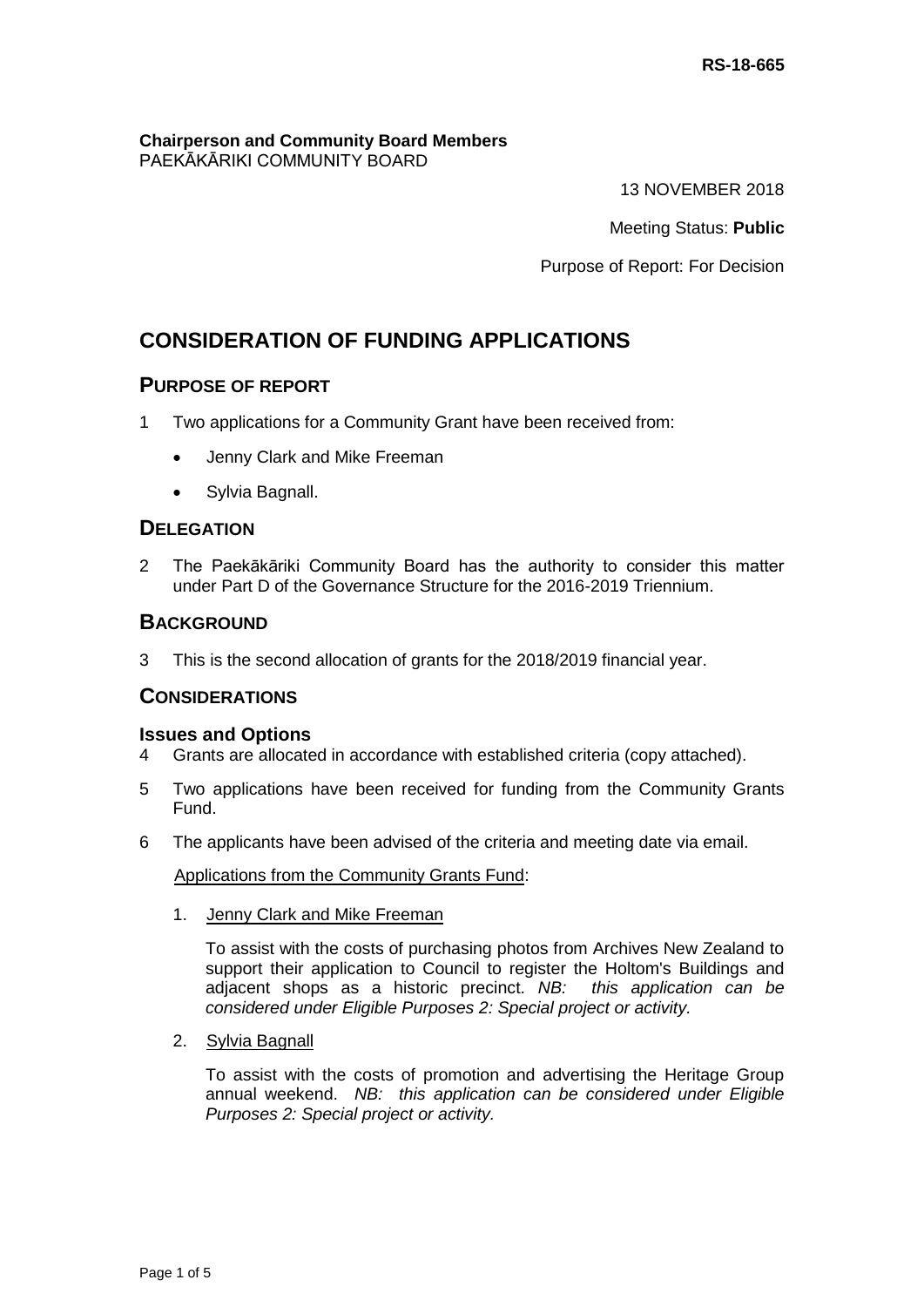RS-18-665

**Chairperson and Community Board Members**
PAEKĀKĀRIKI COMMUNITY BOARD

13 NOVEMBER 2018

Meeting Status: **Public**

Purpose of Report: For Decision

# CONSIDERATION OF FUNDING APPLICATIONS

## PURPOSE OF REPORT

1 Two applications for a Community Grant have been received from:

- Jenny Clark and Mike Freeman
- Sylvia Bagnall.

## DELEGATION

2 The Paekākāriki Community Board has the authority to consider this matter under Part D of the Governance Structure for the 2016-2019 Triennium.

## BACKGROUND

3 This is the second allocation of grants for the 2018/2019 financial year.

## CONSIDERATIONS

### Issues and Options

4 Grants are allocated in accordance with established criteria (copy attached).

5 Two applications have been received for funding from the Community Grants Fund.

6 The applicants have been advised of the criteria and meeting date via email.

Applications from the Community Grants Fund:

1. Jenny Clark and Mike Freeman

   To assist with the costs of purchasing photos from Archives New Zealand to support their application to Council to register the Holtom's Buildings and adjacent shops as a historic precinct. *NB: this application can be considered under Eligible Purposes 2: Special project or activity.*

2. Sylvia Bagnall

   To assist with the costs of promotion and advertising the Heritage Group annual weekend. *NB: this application can be considered under Eligible Purposes 2: Special project or activity.*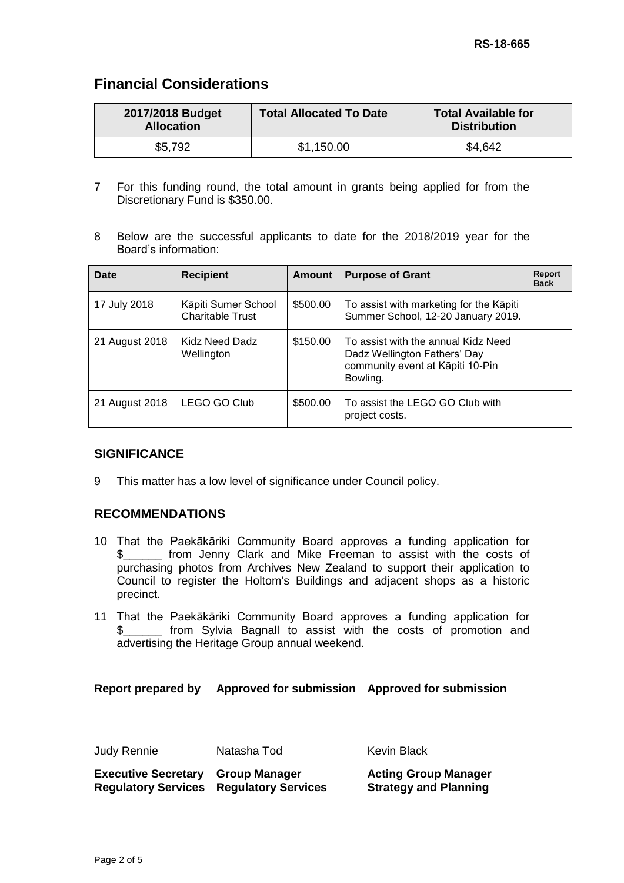## Financial Considerations

| 2017/2018 Budget Allocation | Total Allocated To Date | Total Available for Distribution |
|---|---|---|
| $5,792 | $1,150.00 | $4,642 |

7 For this funding round, the total amount in grants being applied for from the Discretionary Fund is $350.00.

8 Below are the successful applicants to date for the 2018/2019 year for the Board's information:

| Date | Recipient | Amount | Purpose of Grant | Report Back |
|---|---|---|---|---|
| 17 July 2018 | Kāpiti Sumer School Charitable Trust | $500.00 | To assist with marketing for the Kāpiti Summer School, 12-20 January 2019. | |
| 21 August 2018 | Kidz Need Dadz Wellington | $150.00 | To assist with the annual Kidz Need Dadz Wellington Fathers' Day community event at Kāpiti 10-Pin Bowling. | |
| 21 August 2018 | LEGO GO Club | $500.00 | To assist the LEGO GO Club with project costs. | |

### SIGNIFICANCE

9 This matter has a low level of significance under Council policy.

### RECOMMENDATIONS

10 That the Paekākāriki Community Board approves a funding application for $______ from Jenny Clark and Mike Freeman to assist with the costs of purchasing photos from Archives New Zealand to support their application to Council to register the Holtom's Buildings and adjacent shops as a historic precinct.

11 That the Paekākāriki Community Board approves a funding application for $______ from Sylvia Bagnall to assist with the costs of promotion and advertising the Heritage Group annual weekend.

| Report prepared by | Approved for submission | Approved for submission |
|---|---|---|
| Judy Rennie | Natasha Tod | Kevin Black |
| **Executive Secretary Regulatory Services** | **Group Manager Regulatory Services** | **Acting Group Manager Strategy and Planning** |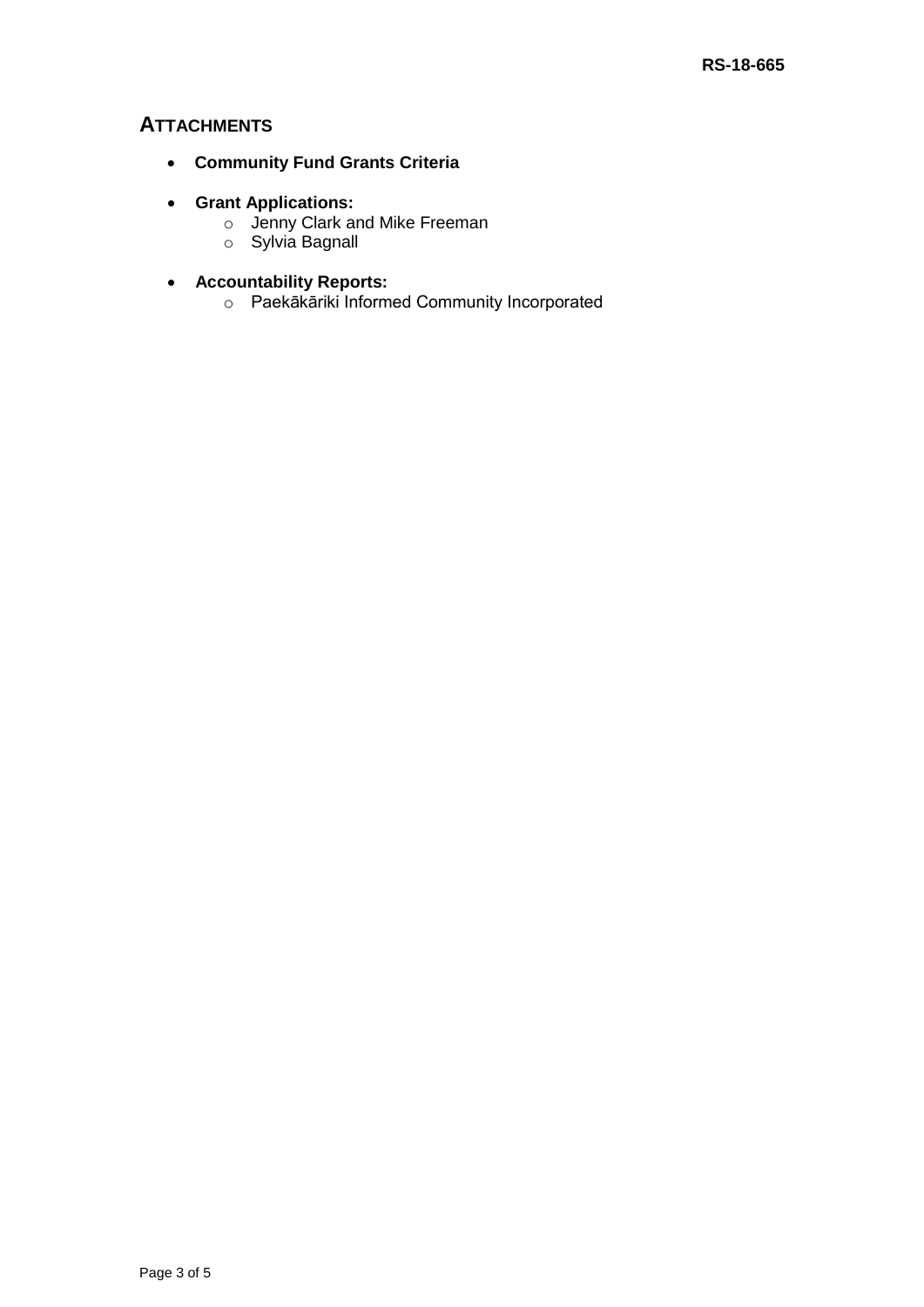## ATTACHMENTS

- **Community Fund Grants Criteria**

- **Grant Applications:**
  - Jenny Clark and Mike Freeman
  - Sylvia Bagnall

- **Accountability Reports:**
  - Paekākāriki Informed Community Incorporated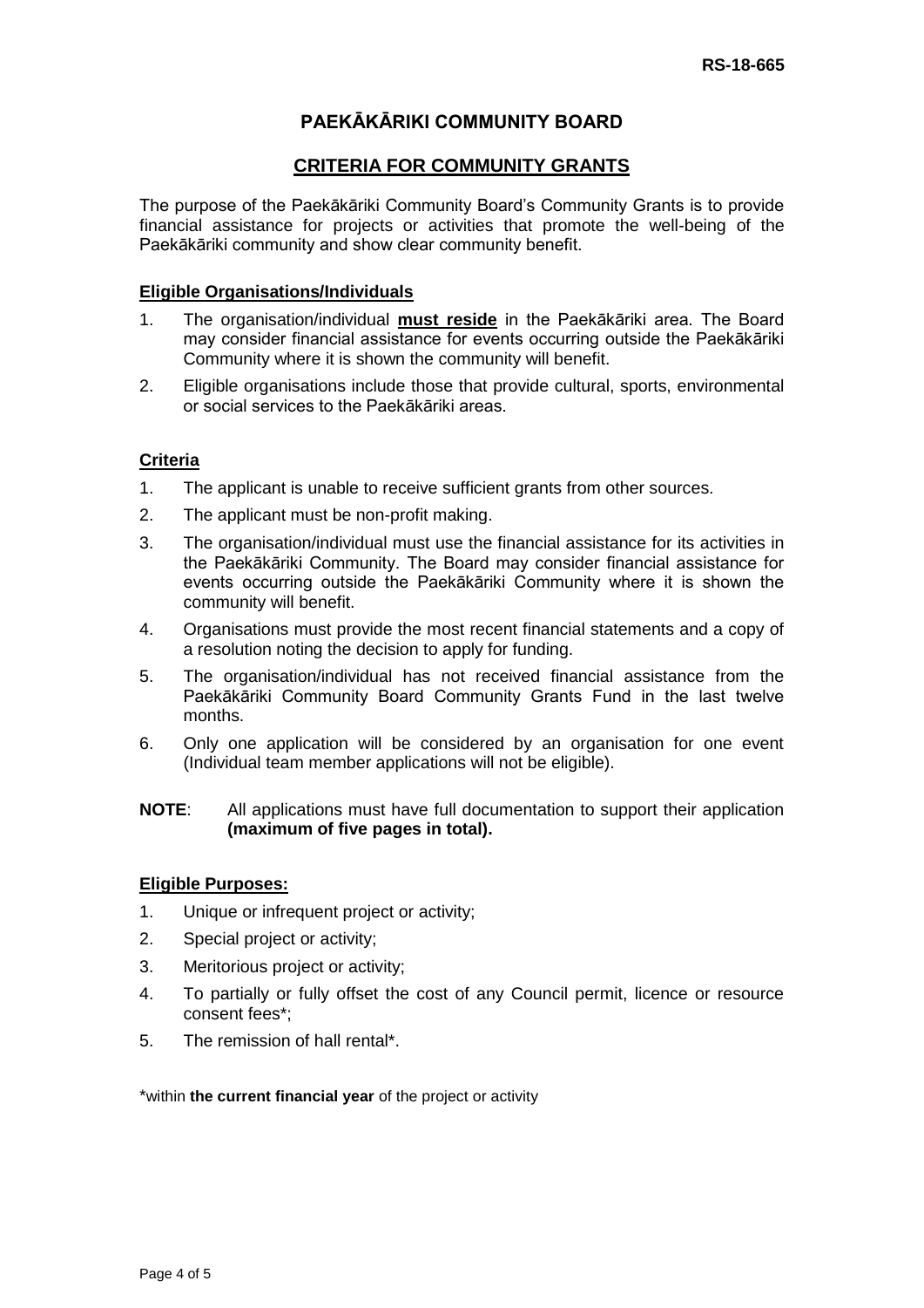RS-18-665

# PAEKĀKĀRIKI COMMUNITY BOARD

## CRITERIA FOR COMMUNITY GRANTS

The purpose of the Paekākāriki Community Board's Community Grants is to provide financial assistance for projects or activities that promote the well-being of the Paekākāriki community and show clear community benefit.

### Eligible Organisations/Individuals

1. The organisation/individual **must reside** in the Paekākāriki area. The Board may consider financial assistance for events occurring outside the Paekākāriki Community where it is shown the community will benefit.
2. Eligible organisations include those that provide cultural, sports, environmental or social services to the Paekākāriki areas.

### Criteria

1. The applicant is unable to receive sufficient grants from other sources.
2. The applicant must be non-profit making.
3. The organisation/individual must use the financial assistance for its activities in the Paekākāriki Community. The Board may consider financial assistance for events occurring outside the Paekākāriki Community where it is shown the community will benefit.
4. Organisations must provide the most recent financial statements and a copy of a resolution noting the decision to apply for funding.
5. The organisation/individual has not received financial assistance from the Paekākāriki Community Board Community Grants Fund in the last twelve months.
6. Only one application will be considered by an organisation for one event (Individual team member applications will not be eligible).

**NOTE**: All applications must have full documentation to support their application **(maximum of five pages in total).**

### Eligible Purposes:

1. Unique or infrequent project or activity;
2. Special project or activity;
3. Meritorious project or activity;
4. To partially or fully offset the cost of any Council permit, licence or resource consent fees*;
5. The remission of hall rental*.

*within **the current financial year** of the project or activity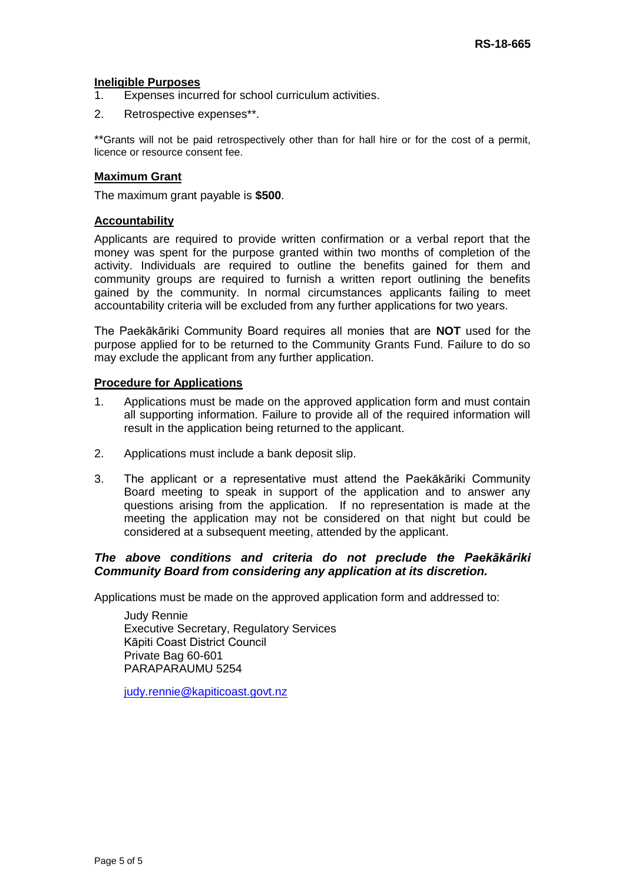**RS-18-665**

**Ineligible Purposes**

1. Expenses incurred for school curriculum activities.
2. Retrospective expenses**.

**Grants will not be paid retrospectively other than for hall hire or for the cost of a permit, licence or resource consent fee.

**Maximum Grant**

The maximum grant payable is **$500**.

**Accountability**

Applicants are required to provide written confirmation or a verbal report that the money was spent for the purpose granted within two months of completion of the activity. Individuals are required to outline the benefits gained for them and community groups are required to furnish a written report outlining the benefits gained by the community. In normal circumstances applicants failing to meet accountability criteria will be excluded from any further applications for two years.

The Paekākāriki Community Board requires all monies that are **NOT** used for the purpose applied for to be returned to the Community Grants Fund. Failure to do so may exclude the applicant from any further application.

**Procedure for Applications**

1. Applications must be made on the approved application form and must contain all supporting information. Failure to provide all of the required information will result in the application being returned to the applicant.
2. Applications must include a bank deposit slip.
3. The applicant or a representative must attend the Paekākāriki Community Board meeting to speak in support of the application and to answer any questions arising from the application. If no representation is made at the meeting the application may not be considered on that night but could be considered at a subsequent meeting, attended by the applicant.

***The above conditions and criteria do not preclude the Paekākāriki Community Board from considering any application at its discretion.***

Applications must be made on the approved application form and addressed to:

Judy Rennie
Executive Secretary, Regulatory Services
Kāpiti Coast District Council
Private Bag 60-601
PARAPARAUMU 5254

judy.rennie@kapiticoast.govt.nz